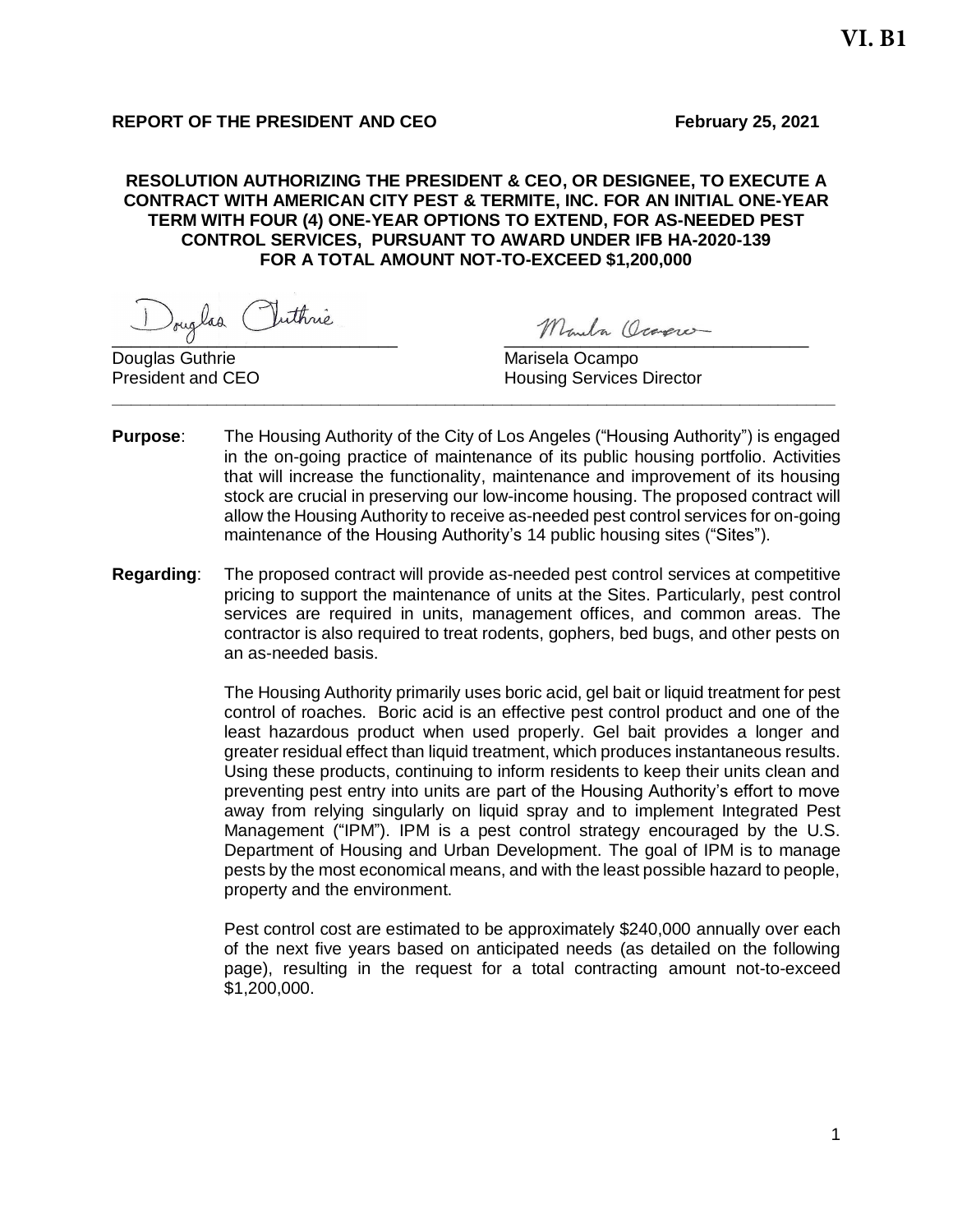VI. B1

**REPORT OF THE PRESIDENT AND CEO** **February 25, 2021**

**RESOLUTION AUTHORIZING THE PRESIDENT & CEO, OR DESIGNEE, TO EXECUTE A CONTRACT WITH AMERICAN CITY PEST & TERMITE, INC. FOR AN INITIAL ONE-YEAR TERM WITH FOUR (4) ONE-YEAR OPTIONS TO EXTEND, FOR AS-NEEDED PEST CONTROL SERVICES, PURSUANT TO AWARD UNDER IFB HA-2020-139 FOR A TOTAL AMOUNT NOT-TO-EXCEED $1,200,000**

Douglas Guthrie
President and CEO

Marisela Ocampo
Housing Services Director

---

**Purpose**: The Housing Authority of the City of Los Angeles ("Housing Authority") is engaged in the on-going practice of maintenance of its public housing portfolio. Activities that will increase the functionality, maintenance and improvement of its housing stock are crucial in preserving our low-income housing. The proposed contract will allow the Housing Authority to receive as-needed pest control services for on-going maintenance of the Housing Authority's 14 public housing sites ("Sites").

**Regarding**: The proposed contract will provide as-needed pest control services at competitive pricing to support the maintenance of units at the Sites. Particularly, pest control services are required in units, management offices, and common areas. The contractor is also required to treat rodents, gophers, bed bugs, and other pests on an as-needed basis.

The Housing Authority primarily uses boric acid, gel bait or liquid treatment for pest control of roaches. Boric acid is an effective pest control product and one of the least hazardous product when used properly. Gel bait provides a longer and greater residual effect than liquid treatment, which produces instantaneous results. Using these products, continuing to inform residents to keep their units clean and preventing pest entry into units are part of the Housing Authority's effort to move away from relying singularly on liquid spray and to implement Integrated Pest Management ("IPM"). IPM is a pest control strategy encouraged by the U.S. Department of Housing and Urban Development. The goal of IPM is to manage pests by the most economical means, and with the least possible hazard to people, property and the environment.

Pest control cost are estimated to be approximately $240,000 annually over each of the next five years based on anticipated needs (as detailed on the following page), resulting in the request for a total contracting amount not-to-exceed $1,200,000.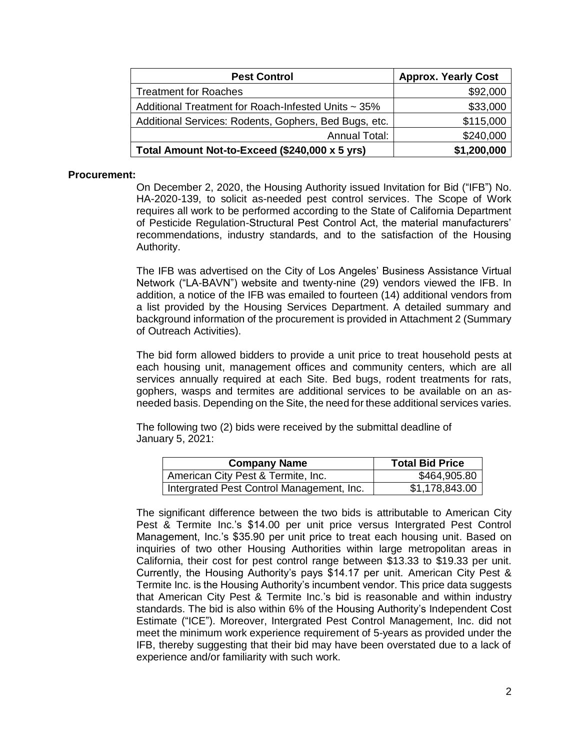| Pest Control | Approx. Yearly Cost |
|---|---|
| Treatment for Roaches | $92,000 |
| Additional Treatment for Roach-Infested Units ~ 35% | $33,000 |
| Additional Services: Rodents, Gophers, Bed Bugs, etc. | $115,000 |
| Annual Total: | $240,000 |
| **Total Amount Not-to-Exceed ($240,000 x 5 yrs)** | **$1,200,000** |

**Procurement:**

On December 2, 2020, the Housing Authority issued Invitation for Bid ("IFB") No. HA-2020-139, to solicit as-needed pest control services. The Scope of Work requires all work to be performed according to the State of California Department of Pesticide Regulation-Structural Pest Control Act, the material manufacturers' recommendations, industry standards, and to the satisfaction of the Housing Authority.

The IFB was advertised on the City of Los Angeles' Business Assistance Virtual Network ("LA-BAVN") website and twenty-nine (29) vendors viewed the IFB. In addition, a notice of the IFB was emailed to fourteen (14) additional vendors from a list provided by the Housing Services Department. A detailed summary and background information of the procurement is provided in Attachment 2 (Summary of Outreach Activities).

The bid form allowed bidders to provide a unit price to treat household pests at each housing unit, management offices and community centers, which are all services annually required at each Site. Bed bugs, rodent treatments for rats, gophers, wasps and termites are additional services to be available on an as-needed basis. Depending on the Site, the need for these additional services varies.

The following two (2) bids were received by the submittal deadline of January 5, 2021:

| Company Name | Total Bid Price |
|---|---|
| American City Pest & Termite, Inc. | $464,905.80 |
| Intergrated Pest Control Management, Inc. | $1,178,843.00 |

The significant difference between the two bids is attributable to American City Pest & Termite Inc.'s $14.00 per unit price versus Intergrated Pest Control Management, Inc.'s $35.90 per unit price to treat each housing unit. Based on inquiries of two other Housing Authorities within large metropolitan areas in California, their cost for pest control range between $13.33 to $19.33 per unit. Currently, the Housing Authority's pays $14.17 per unit. American City Pest & Termite Inc. is the Housing Authority's incumbent vendor. This price data suggests that American City Pest & Termite Inc.'s bid is reasonable and within industry standards. The bid is also within 6% of the Housing Authority's Independent Cost Estimate ("ICE"). Moreover, Intergrated Pest Control Management, Inc. did not meet the minimum work experience requirement of 5-years as provided under the IFB, thereby suggesting that their bid may have been overstated due to a lack of experience and/or familiarity with such work.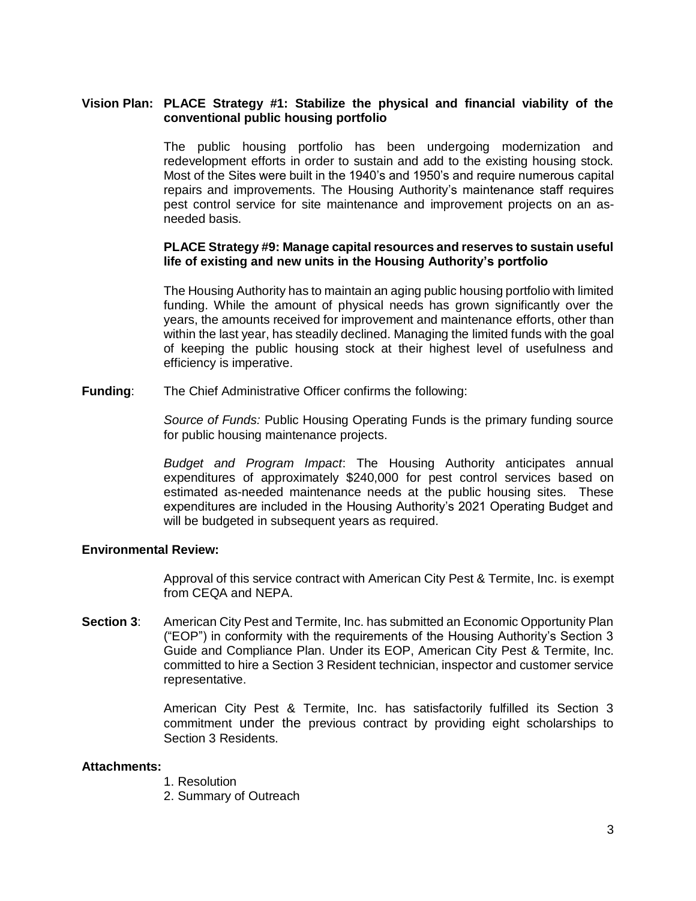**Vision Plan: PLACE Strategy #1: Stabilize the physical and financial viability of the conventional public housing portfolio**

The public housing portfolio has been undergoing modernization and redevelopment efforts in order to sustain and add to the existing housing stock. Most of the Sites were built in the 1940's and 1950's and require numerous capital repairs and improvements. The Housing Authority's maintenance staff requires pest control service for site maintenance and improvement projects on an as-needed basis.

**PLACE Strategy #9: Manage capital resources and reserves to sustain useful life of existing and new units in the Housing Authority's portfolio**

The Housing Authority has to maintain an aging public housing portfolio with limited funding. While the amount of physical needs has grown significantly over the years, the amounts received for improvement and maintenance efforts, other than within the last year, has steadily declined. Managing the limited funds with the goal of keeping the public housing stock at their highest level of usefulness and efficiency is imperative.

**Funding**: The Chief Administrative Officer confirms the following:

*Source of Funds:* Public Housing Operating Funds is the primary funding source for public housing maintenance projects.

*Budget and Program Impact*: The Housing Authority anticipates annual expenditures of approximately $240,000 for pest control services based on estimated as-needed maintenance needs at the public housing sites. These expenditures are included in the Housing Authority's 2021 Operating Budget and will be budgeted in subsequent years as required.

**Environmental Review:**

Approval of this service contract with American City Pest & Termite, Inc. is exempt from CEQA and NEPA.

**Section 3**: American City Pest and Termite, Inc. has submitted an Economic Opportunity Plan ("EOP") in conformity with the requirements of the Housing Authority's Section 3 Guide and Compliance Plan. Under its EOP, American City Pest & Termite, Inc. committed to hire a Section 3 Resident technician, inspector and customer service representative.

American City Pest & Termite, Inc. has satisfactorily fulfilled its Section 3 commitment under the previous contract by providing eight scholarships to Section 3 Residents.

**Attachments:**

1. Resolution
2. Summary of Outreach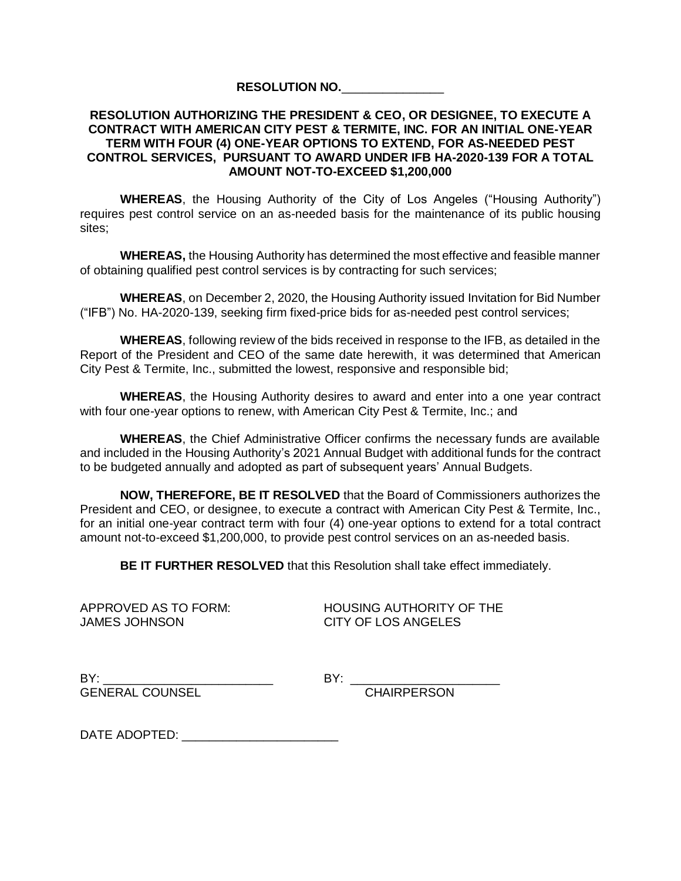**RESOLUTION NO.**_______________

**RESOLUTION AUTHORIZING THE PRESIDENT & CEO, OR DESIGNEE, TO EXECUTE A CONTRACT WITH AMERICAN CITY PEST & TERMITE, INC. FOR AN INITIAL ONE-YEAR TERM WITH FOUR (4) ONE-YEAR OPTIONS TO EXTEND, FOR AS-NEEDED PEST CONTROL SERVICES, PURSUANT TO AWARD UNDER IFB HA-2020-139 FOR A TOTAL AMOUNT NOT-TO-EXCEED $1,200,000**

**WHEREAS**, the Housing Authority of the City of Los Angeles ("Housing Authority") requires pest control service on an as-needed basis for the maintenance of its public housing sites;

**WHEREAS,** the Housing Authority has determined the most effective and feasible manner of obtaining qualified pest control services is by contracting for such services;

**WHEREAS**, on December 2, 2020, the Housing Authority issued Invitation for Bid Number ("IFB") No. HA-2020-139, seeking firm fixed-price bids for as-needed pest control services;

**WHEREAS**, following review of the bids received in response to the IFB, as detailed in the Report of the President and CEO of the same date herewith, it was determined that American City Pest & Termite, Inc., submitted the lowest, responsive and responsible bid;

**WHEREAS**, the Housing Authority desires to award and enter into a one year contract with four one-year options to renew, with American City Pest & Termite, Inc.; and

**WHEREAS**, the Chief Administrative Officer confirms the necessary funds are available and included in the Housing Authority's 2021 Annual Budget with additional funds for the contract to be budgeted annually and adopted as part of subsequent years' Annual Budgets.

**NOW, THEREFORE, BE IT RESOLVED** that the Board of Commissioners authorizes the President and CEO, or designee, to execute a contract with American City Pest & Termite, Inc., for an initial one-year contract term with four (4) one-year options to extend for a total contract amount not-to-exceed $1,200,000, to provide pest control services on an as-needed basis.

**BE IT FURTHER RESOLVED** that this Resolution shall take effect immediately.

APPROVED AS TO FORM:
JAMES JOHNSON

HOUSING AUTHORITY OF THE
CITY OF LOS ANGELES

BY: _________________________
GENERAL COUNSEL

BY: _________________________
CHAIRPERSON

DATE ADOPTED: _______________________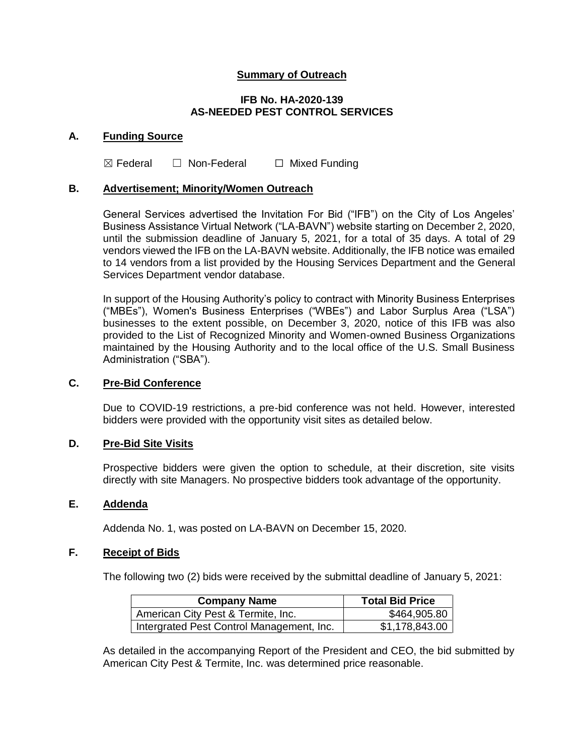# Summary of Outreach

## IFB No. HA-2020-139
## AS-NEEDED PEST CONTROL SERVICES

### A. Funding Source

☒ Federal ☐ Non-Federal ☐ Mixed Funding

### B. Advertisement; Minority/Women Outreach

General Services advertised the Invitation For Bid ("IFB") on the City of Los Angeles' Business Assistance Virtual Network ("LA-BAVN") website starting on December 2, 2020, until the submission deadline of January 5, 2021, for a total of 35 days. A total of 29 vendors viewed the IFB on the LA-BAVN website. Additionally, the IFB notice was emailed to 14 vendors from a list provided by the Housing Services Department and the General Services Department vendor database.

In support of the Housing Authority's policy to contract with Minority Business Enterprises ("MBEs"), Women's Business Enterprises ("WBEs") and Labor Surplus Area ("LSA") businesses to the extent possible, on December 3, 2020, notice of this IFB was also provided to the List of Recognized Minority and Women-owned Business Organizations maintained by the Housing Authority and to the local office of the U.S. Small Business Administration ("SBA").

### C. Pre-Bid Conference

Due to COVID-19 restrictions, a pre-bid conference was not held. However, interested bidders were provided with the opportunity visit sites as detailed below.

### D. Pre-Bid Site Visits

Prospective bidders were given the option to schedule, at their discretion, site visits directly with site Managers. No prospective bidders took advantage of the opportunity.

### E. Addenda

Addenda No. 1, was posted on LA-BAVN on December 15, 2020.

### F. Receipt of Bids

The following two (2) bids were received by the submittal deadline of January 5, 2021:

| Company Name | Total Bid Price |
|---|---:|
| American City Pest & Termite, Inc. | $464,905.80 |
| Intergrated Pest Control Management, Inc. | $1,178,843.00 |

As detailed in the accompanying Report of the President and CEO, the bid submitted by American City Pest & Termite, Inc. was determined price reasonable.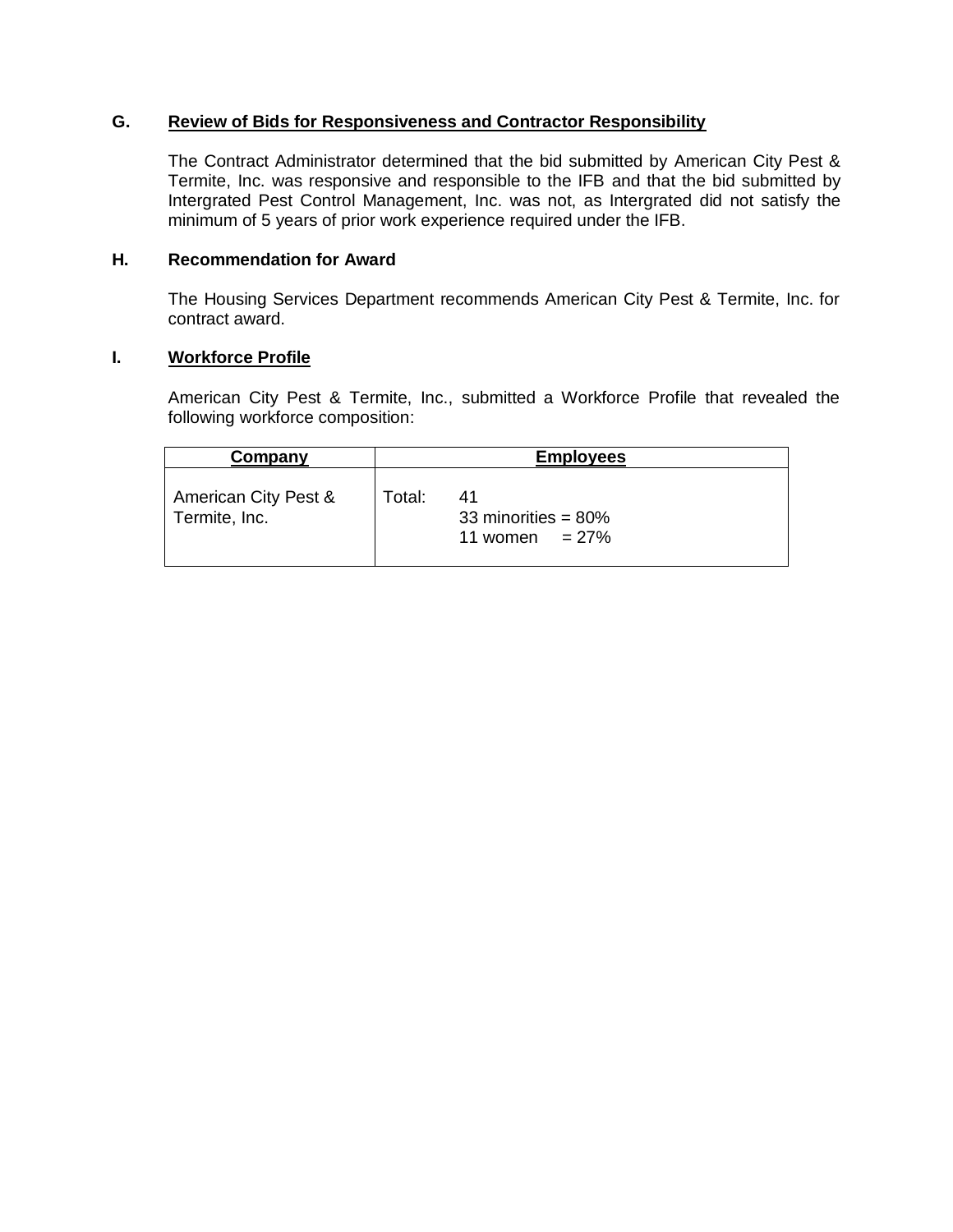### G. Review of Bids for Responsiveness and Contractor Responsibility

The Contract Administrator determined that the bid submitted by American City Pest & Termite, Inc. was responsive and responsible to the IFB and that the bid submitted by Intergrated Pest Control Management, Inc. was not, as Intergrated did not satisfy the minimum of 5 years of prior work experience required under the IFB.

### H. Recommendation for Award

The Housing Services Department recommends American City Pest & Termite, Inc. for contract award.

### I. Workforce Profile

American City Pest & Termite, Inc., submitted a Workforce Profile that revealed the following workforce composition:

| Company | Employees |
|---|---|
| American City Pest & Termite, Inc. | Total: 41<br>33 minorities = 80%<br>11 women = 27% |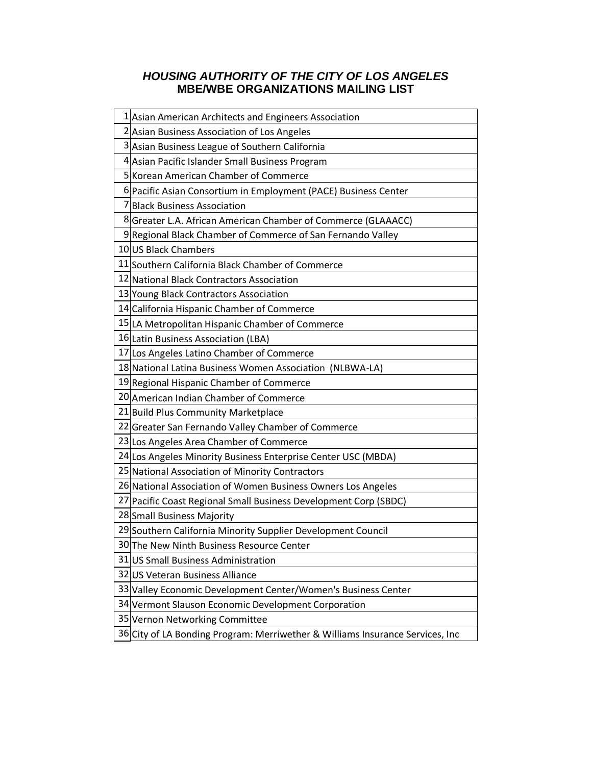# *HOUSING AUTHORITY OF THE CITY OF LOS ANGELES*
## MBE/WBE ORGANIZATIONS MAILING LIST

| | |
|---|---|
| 1 | Asian American Architects and Engineers Association |
| 2 | Asian Business Association of Los Angeles |
| 3 | Asian Business League of Southern California |
| 4 | Asian Pacific Islander Small Business Program |
| 5 | Korean American Chamber of Commerce |
| 6 | Pacific Asian Consortium in Employment (PACE) Business Center |
| 7 | Black Business Association |
| 8 | Greater L.A. African American Chamber of Commerce (GLAAACC) |
| 9 | Regional Black Chamber of Commerce of San Fernando Valley |
| 10 | US Black Chambers |
| 11 | Southern California Black Chamber of Commerce |
| 12 | National Black Contractors Association |
| 13 | Young Black Contractors Association |
| 14 | California Hispanic Chamber of Commerce |
| 15 | LA Metropolitan Hispanic Chamber of Commerce |
| 16 | Latin Business Association (LBA) |
| 17 | Los Angeles Latino Chamber of Commerce |
| 18 | National Latina Business Women Association (NLBWA-LA) |
| 19 | Regional Hispanic Chamber of Commerce |
| 20 | American Indian Chamber of Commerce |
| 21 | Build Plus Community Marketplace |
| 22 | Greater San Fernando Valley Chamber of Commerce |
| 23 | Los Angeles Area Chamber of Commerce |
| 24 | Los Angeles Minority Business Enterprise Center USC (MBDA) |
| 25 | National Association of Minority Contractors |
| 26 | National Association of Women Business Owners Los Angeles |
| 27 | Pacific Coast Regional Small Business Development Corp (SBDC) |
| 28 | Small Business Majority |
| 29 | Southern California Minority Supplier Development Council |
| 30 | The New Ninth Business Resource Center |
| 31 | US Small Business Administration |
| 32 | US Veteran Business Alliance |
| 33 | Valley Economic Development Center/Women's Business Center |
| 34 | Vermont Slauson Economic Development Corporation |
| 35 | Vernon Networking Committee |
| 36 | City of LA Bonding Program: Merriwether & Williams Insurance Services, Inc |